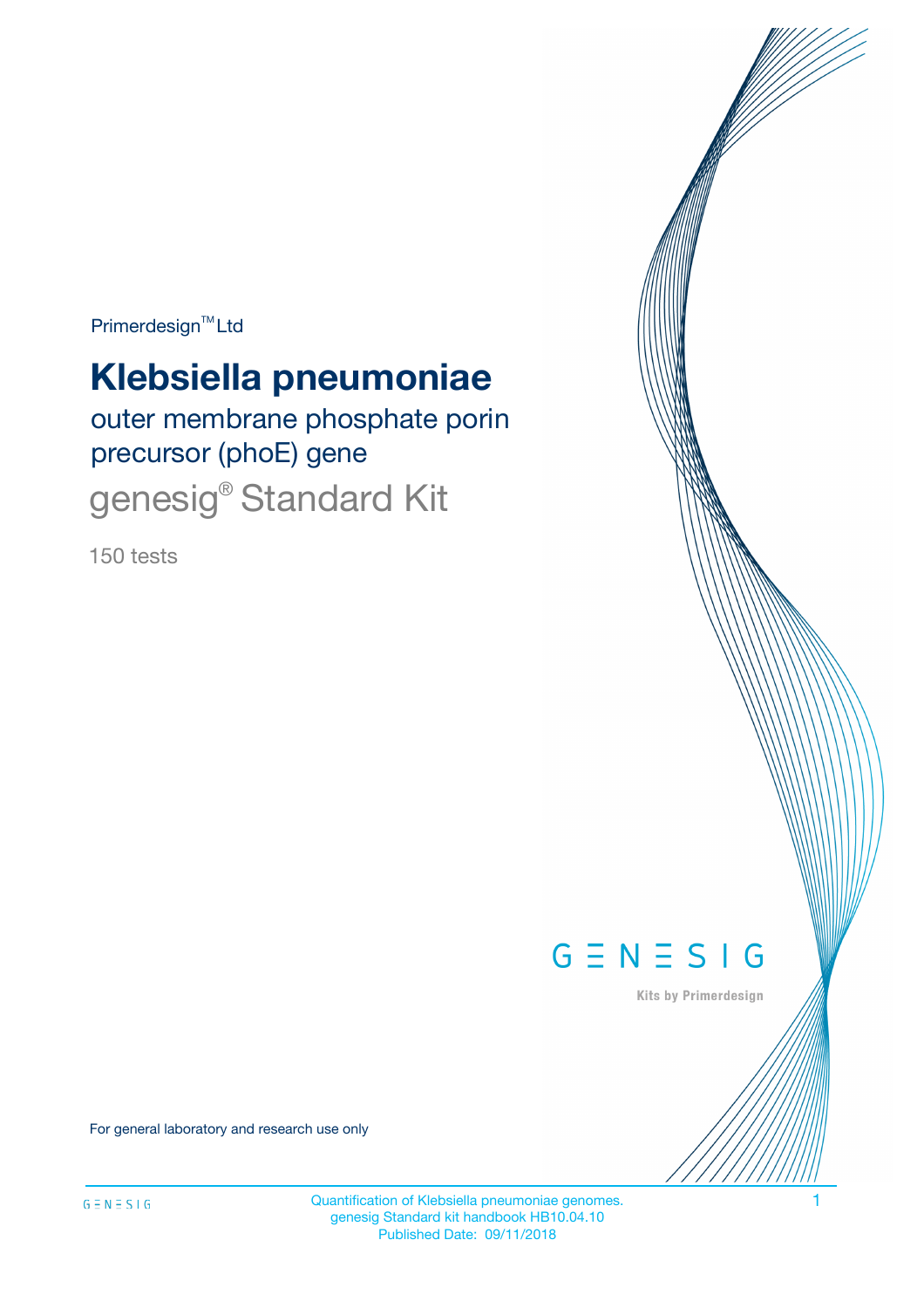Primerdesign™ Ltd

# Klebsiella pneumoniae

## outer membrane phosphate porin precursor (phoE) gene

## genesig® Standard Kit

150 tests

GENESIG

Kits by Primerdesign

For general laboratory and research use only

Quantification of Klebsiella pneumoniae genomes.
genesig Standard kit handbook HB10.04.10
Published Date: 09/11/2018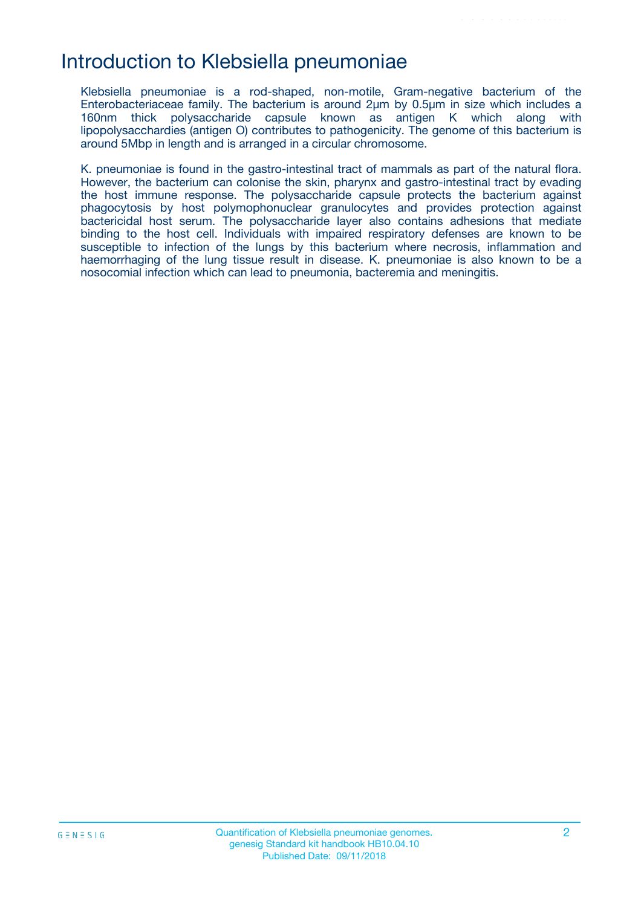# Introduction to Klebsiella pneumoniae

Klebsiella pneumoniae is a rod-shaped, non-motile, Gram-negative bacterium of the Enterobacteriaceae family. The bacterium is around 2µm by 0.5µm in size which includes a 160nm thick polysaccharide capsule known as antigen K which along with lipopolysacchardies (antigen O) contributes to pathogenicity. The genome of this bacterium is around 5Mbp in length and is arranged in a circular chromosome.

K. pneumoniae is found in the gastro-intestinal tract of mammals as part of the natural flora. However, the bacterium can colonise the skin, pharynx and gastro-intestinal tract by evading the host immune response. The polysaccharide capsule protects the bacterium against phagocytosis by host polymophonuclear granulocytes and provides protection against bactericidal host serum. The polysaccharide layer also contains adhesions that mediate binding to the host cell. Individuals with impaired respiratory defenses are known to be susceptible to infection of the lungs by this bacterium where necrosis, inflammation and haemorrhaging of the lung tissue result in disease. K. pneumoniae is also known to be a nosocomial infection which can lead to pneumonia, bacteremia and meningitis.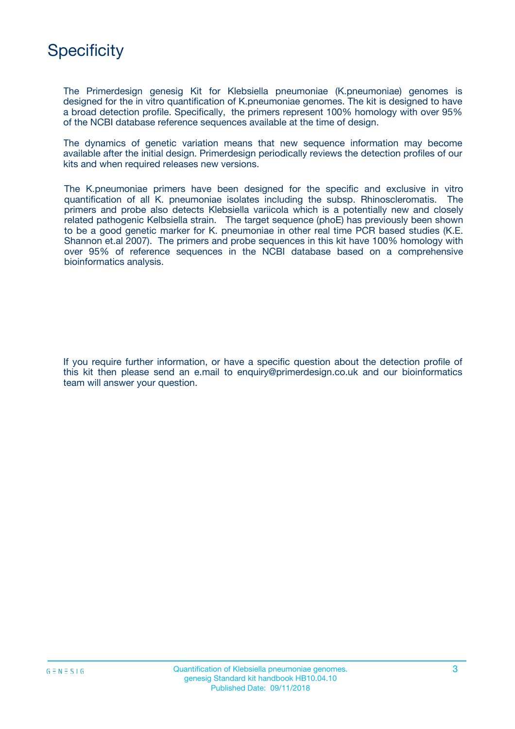# Specificity

The Primerdesign genesig Kit for Klebsiella pneumoniae (K.pneumoniae) genomes is designed for the in vitro quantification of K.pneumoniae genomes. The kit is designed to have a broad detection profile. Specifically, the primers represent 100% homology with over 95% of the NCBI database reference sequences available at the time of design.

The dynamics of genetic variation means that new sequence information may become available after the initial design. Primerdesign periodically reviews the detection profiles of our kits and when required releases new versions.

The K.pneumoniae primers have been designed for the specific and exclusive in vitro quantification of all K. pneumoniae isolates including the subsp. Rhinoscleromatis. The primers and probe also detects Klebsiella variicola which is a potentially new and closely related pathogenic Kelbsiella strain. The target sequence (phoE) has previously been shown to be a good genetic marker for K. pneumoniae in other real time PCR based studies (K.E. Shannon et.al 2007). The primers and probe sequences in this kit have 100% homology with over 95% of reference sequences in the NCBI database based on a comprehensive bioinformatics analysis.

If you require further information, or have a specific question about the detection profile of this kit then please send an e.mail to enquiry@primerdesign.co.uk and our bioinformatics team will answer your question.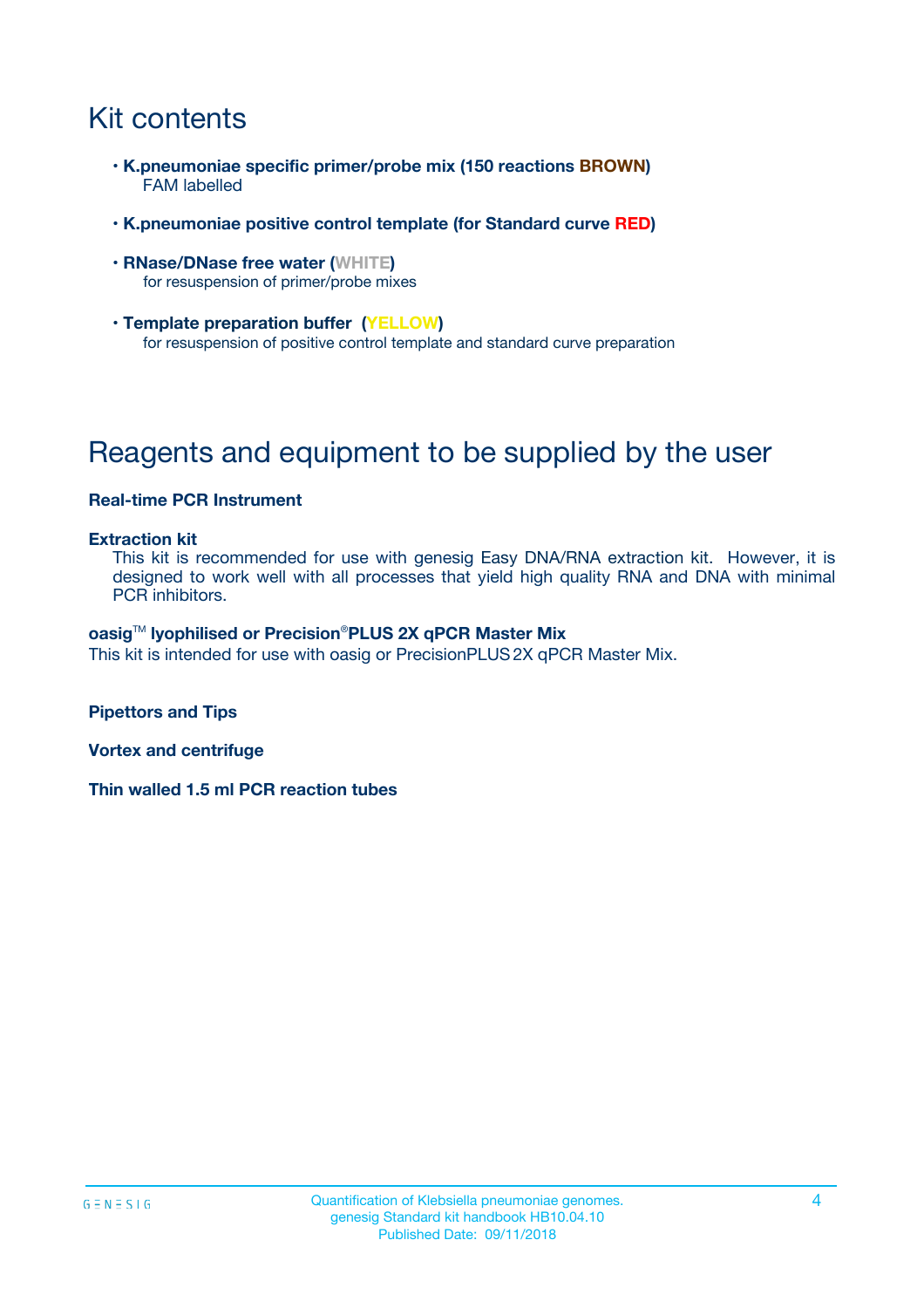# Kit contents

- **K.pneumoniae specific primer/probe mix (150 reactions BROWN)**
  FAM labelled
- **K.pneumoniae positive control template (for Standard curve RED)**
- **RNase/DNase free water (WHITE)**
  for resuspension of primer/probe mixes
- **Template preparation buffer (YELLOW)**
  for resuspension of positive control template and standard curve preparation

# Reagents and equipment to be supplied by the user

**Real-time PCR Instrument**

**Extraction kit**
This kit is recommended for use with genesig Easy DNA/RNA extraction kit. However, it is designed to work well with all processes that yield high quality RNA and DNA with minimal PCR inhibitors.

**oasig™ lyophilised or Precision®PLUS 2X qPCR Master Mix**
This kit is intended for use with oasig or PrecisionPLUS 2X qPCR Master Mix.

**Pipettors and Tips**

**Vortex and centrifuge**

**Thin walled 1.5 ml PCR reaction tubes**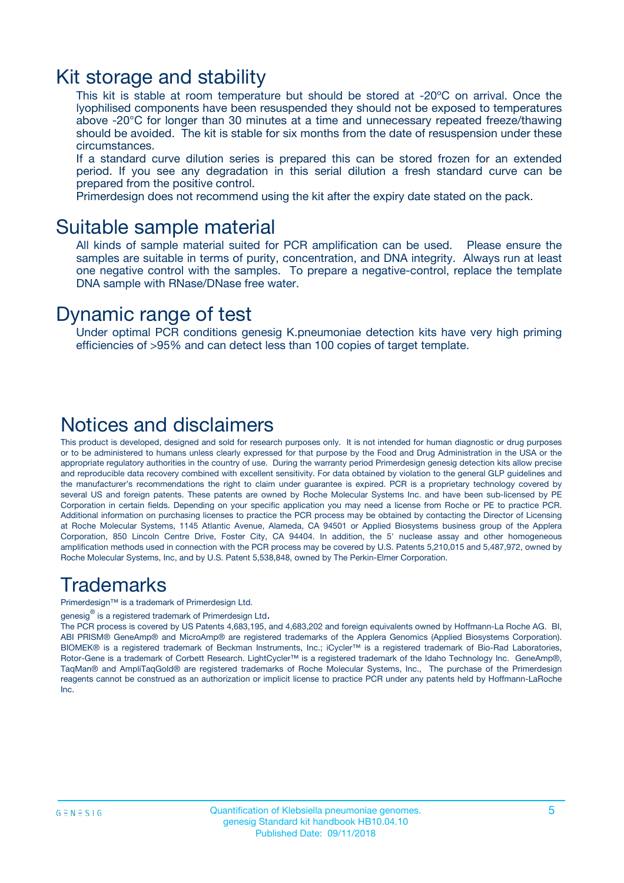# Kit storage and stability

This kit is stable at room temperature but should be stored at -20ºC on arrival. Once the lyophilised components have been resuspended they should not be exposed to temperatures above -20°C for longer than 30 minutes at a time and unnecessary repeated freeze/thawing should be avoided. The kit is stable for six months from the date of resuspension under these circumstances.

If a standard curve dilution series is prepared this can be stored frozen for an extended period. If you see any degradation in this serial dilution a fresh standard curve can be prepared from the positive control.

Primerdesign does not recommend using the kit after the expiry date stated on the pack.

# Suitable sample material

All kinds of sample material suited for PCR amplification can be used. Please ensure the samples are suitable in terms of purity, concentration, and DNA integrity. Always run at least one negative control with the samples. To prepare a negative-control, replace the template DNA sample with RNase/DNase free water.

# Dynamic range of test

Under optimal PCR conditions genesig K.pneumoniae detection kits have very high priming efficiencies of >95% and can detect less than 100 copies of target template.

# Notices and disclaimers

This product is developed, designed and sold for research purposes only. It is not intended for human diagnostic or drug purposes or to be administered to humans unless clearly expressed for that purpose by the Food and Drug Administration in the USA or the appropriate regulatory authorities in the country of use. During the warranty period Primerdesign genesig detection kits allow precise and reproducible data recovery combined with excellent sensitivity. For data obtained by violation to the general GLP guidelines and the manufacturer's recommendations the right to claim under guarantee is expired. PCR is a proprietary technology covered by several US and foreign patents. These patents are owned by Roche Molecular Systems Inc. and have been sub-licensed by PE Corporation in certain fields. Depending on your specific application you may need a license from Roche or PE to practice PCR. Additional information on purchasing licenses to practice the PCR process may be obtained by contacting the Director of Licensing at Roche Molecular Systems, 1145 Atlantic Avenue, Alameda, CA 94501 or Applied Biosystems business group of the Applera Corporation, 850 Lincoln Centre Drive, Foster City, CA 94404. In addition, the 5' nuclease assay and other homogeneous amplification methods used in connection with the PCR process may be covered by U.S. Patents 5,210,015 and 5,487,972, owned by Roche Molecular Systems, Inc, and by U.S. Patent 5,538,848, owned by The Perkin-Elmer Corporation.

# Trademarks

Primerdesign™ is a trademark of Primerdesign Ltd.

genesig® is a registered trademark of Primerdesign Ltd.

The PCR process is covered by US Patents 4,683,195, and 4,683,202 and foreign equivalents owned by Hoffmann-La Roche AG. BI, ABI PRISM® GeneAmp® and MicroAmp® are registered trademarks of the Applera Genomics (Applied Biosystems Corporation). BIOMEK® is a registered trademark of Beckman Instruments, Inc.; iCycler™ is a registered trademark of Bio-Rad Laboratories, Rotor-Gene is a trademark of Corbett Research. LightCycler™ is a registered trademark of the Idaho Technology Inc. GeneAmp®, TaqMan® and AmpliTaqGold® are registered trademarks of Roche Molecular Systems, Inc., The purchase of the Primerdesign reagents cannot be construed as an authorization or implicit license to practice PCR under any patents held by Hoffmann-LaRoche Inc.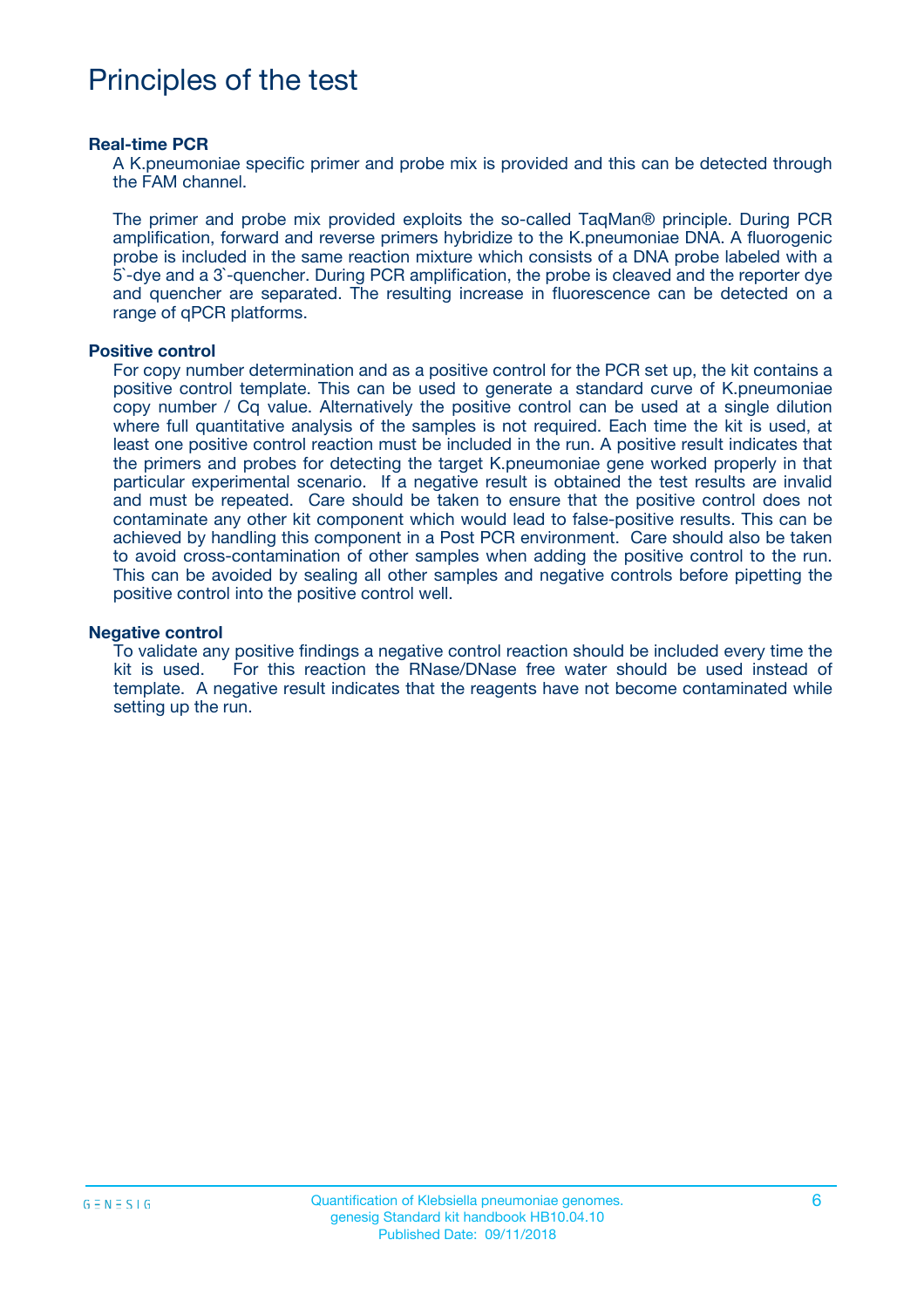# Principles of the test

### Real-time PCR

A K.pneumoniae specific primer and probe mix is provided and this can be detected through the FAM channel.

The primer and probe mix provided exploits the so-called TaqMan® principle. During PCR amplification, forward and reverse primers hybridize to the K.pneumoniae DNA. A fluorogenic probe is included in the same reaction mixture which consists of a DNA probe labeled with a 5`-dye and a 3`-quencher. During PCR amplification, the probe is cleaved and the reporter dye and quencher are separated. The resulting increase in fluorescence can be detected on a range of qPCR platforms.

### Positive control

For copy number determination and as a positive control for the PCR set up, the kit contains a positive control template. This can be used to generate a standard curve of K.pneumoniae copy number / Cq value. Alternatively the positive control can be used at a single dilution where full quantitative analysis of the samples is not required. Each time the kit is used, at least one positive control reaction must be included in the run. A positive result indicates that the primers and probes for detecting the target K.pneumoniae gene worked properly in that particular experimental scenario. If a negative result is obtained the test results are invalid and must be repeated. Care should be taken to ensure that the positive control does not contaminate any other kit component which would lead to false-positive results. This can be achieved by handling this component in a Post PCR environment. Care should also be taken to avoid cross-contamination of other samples when adding the positive control to the run. This can be avoided by sealing all other samples and negative controls before pipetting the positive control into the positive control well.

### Negative control

To validate any positive findings a negative control reaction should be included every time the kit is used. For this reaction the RNase/DNase free water should be used instead of template. A negative result indicates that the reagents have not become contaminated while setting up the run.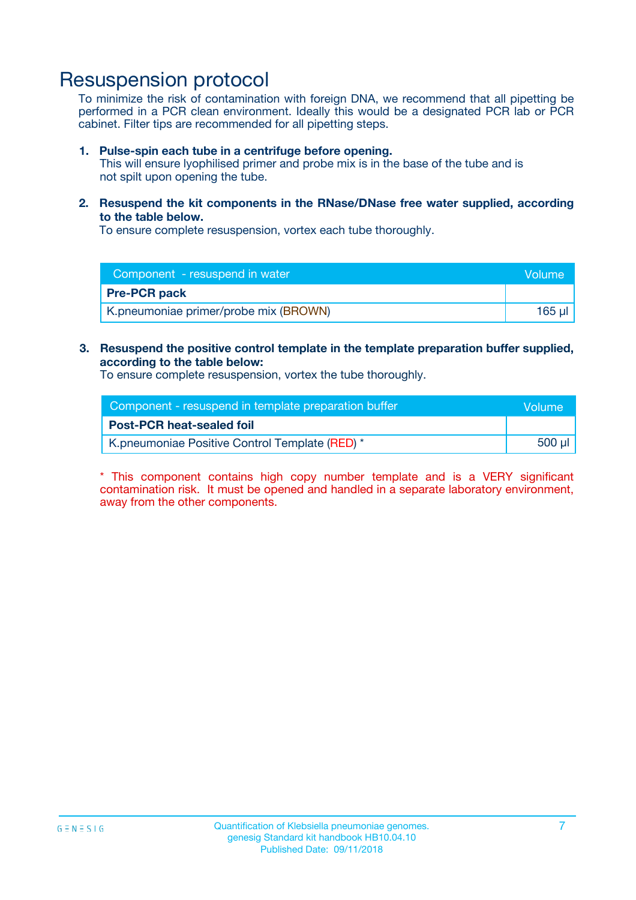# Resuspension protocol

To minimize the risk of contamination with foreign DNA, we recommend that all pipetting be performed in a PCR clean environment. Ideally this would be a designated PCR lab or PCR cabinet. Filter tips are recommended for all pipetting steps.

1. **Pulse-spin each tube in a centrifuge before opening.**
   This will ensure lyophilised primer and probe mix is in the base of the tube and is not spilt upon opening the tube.

2. **Resuspend the kit components in the RNase/DNase free water supplied, according to the table below.**
   To ensure complete resuspension, vortex each tube thoroughly.

| Component - resuspend in water | Volume |
|---|---|
| **Pre-PCR pack** | |
| K.pneumoniae primer/probe mix (BROWN) | 165 µl |

3. **Resuspend the positive control template in the template preparation buffer supplied, according to the table below:**
   To ensure complete resuspension, vortex the tube thoroughly.

| Component - resuspend in template preparation buffer | Volume |
|---|---|
| **Post-PCR heat-sealed foil** | |
| K.pneumoniae Positive Control Template (RED) * | 500 µl |

* This component contains high copy number template and is a VERY significant contamination risk. It must be opened and handled in a separate laboratory environment, away from the other components.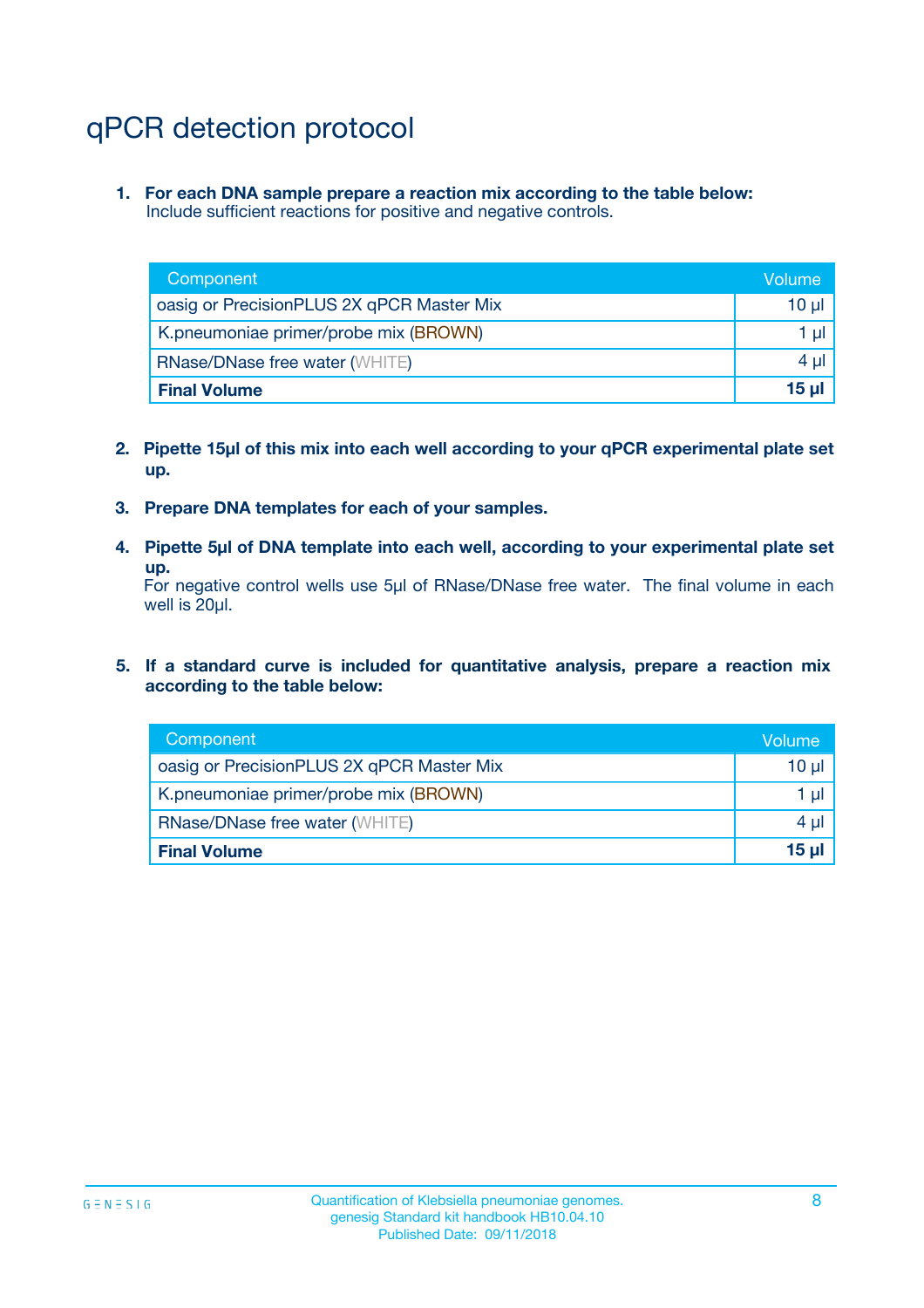# qPCR detection protocol

1. **For each DNA sample prepare a reaction mix according to the table below:**
   Include sufficient reactions for positive and negative controls.

| Component | Volume |
|---|---|
| oasig or PrecisionPLUS 2X qPCR Master Mix | 10 µl |
| K.pneumoniae primer/probe mix (BROWN) | 1 µl |
| RNase/DNase free water (WHITE) | 4 µl |
| **Final Volume** | **15 µl** |

2. **Pipette 15µl of this mix into each well according to your qPCR experimental plate set up.**

3. **Prepare DNA templates for each of your samples.**

4. **Pipette 5µl of DNA template into each well, according to your experimental plate set up.**
   For negative control wells use 5µl of RNase/DNase free water. The final volume in each well is 20µl.

5. **If a standard curve is included for quantitative analysis, prepare a reaction mix according to the table below:**

| Component | Volume |
|---|---|
| oasig or PrecisionPLUS 2X qPCR Master Mix | 10 µl |
| K.pneumoniae primer/probe mix (BROWN) | 1 µl |
| RNase/DNase free water (WHITE) | 4 µl |
| **Final Volume** | **15 µl** |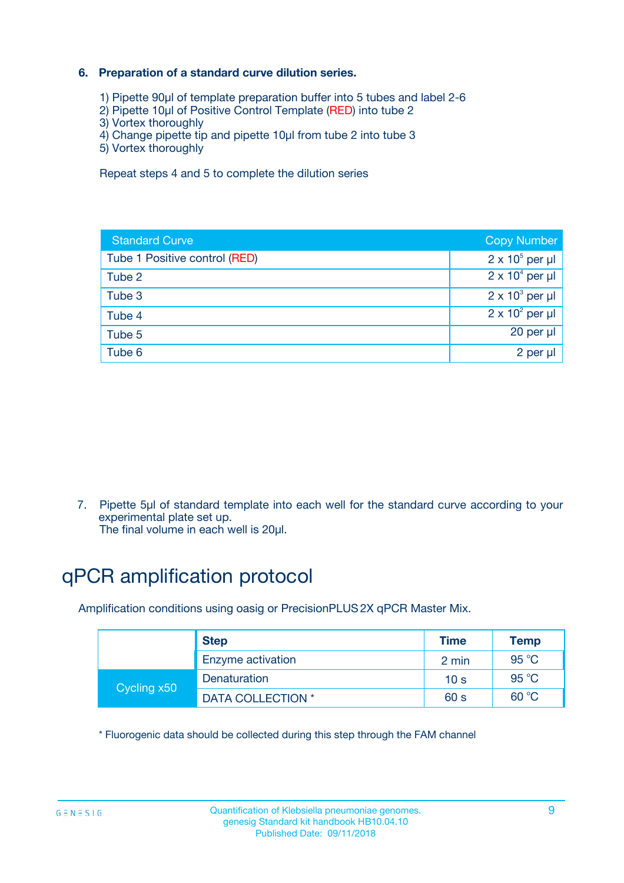### 6. Preparation of a standard curve dilution series.

1) Pipette 90µl of template preparation buffer into 5 tubes and label 2-6
2) Pipette 10µl of Positive Control Template (RED) into tube 2
3) Vortex thoroughly
4) Change pipette tip and pipette 10µl from tube 2 into tube 3
5) Vortex thoroughly

Repeat steps 4 and 5 to complete the dilution series

| Standard Curve | Copy Number |
|---|---|
| Tube 1 Positive control (RED) | $2 \times 10^5$ per µl |
| Tube 2 | $2 \times 10^4$ per µl |
| Tube 3 | $2 \times 10^3$ per µl |
| Tube 4 | $2 \times 10^2$ per µl |
| Tube 5 | 20 per µl |
| Tube 6 | 2 per µl |

7. Pipette 5µl of standard template into each well for the standard curve according to your experimental plate set up.
   The final volume in each well is 20µl.

# qPCR amplification protocol

Amplification conditions using oasig or PrecisionPLUS 2X qPCR Master Mix.

| | Step | Time | Temp |
|---|---|---|---|
| | Enzyme activation | 2 min | 95 °C |
| Cycling x50 | Denaturation | 10 s | 95 °C |
| | DATA COLLECTION * | 60 s | 60 °C |

* Fluorogenic data should be collected during this step through the FAM channel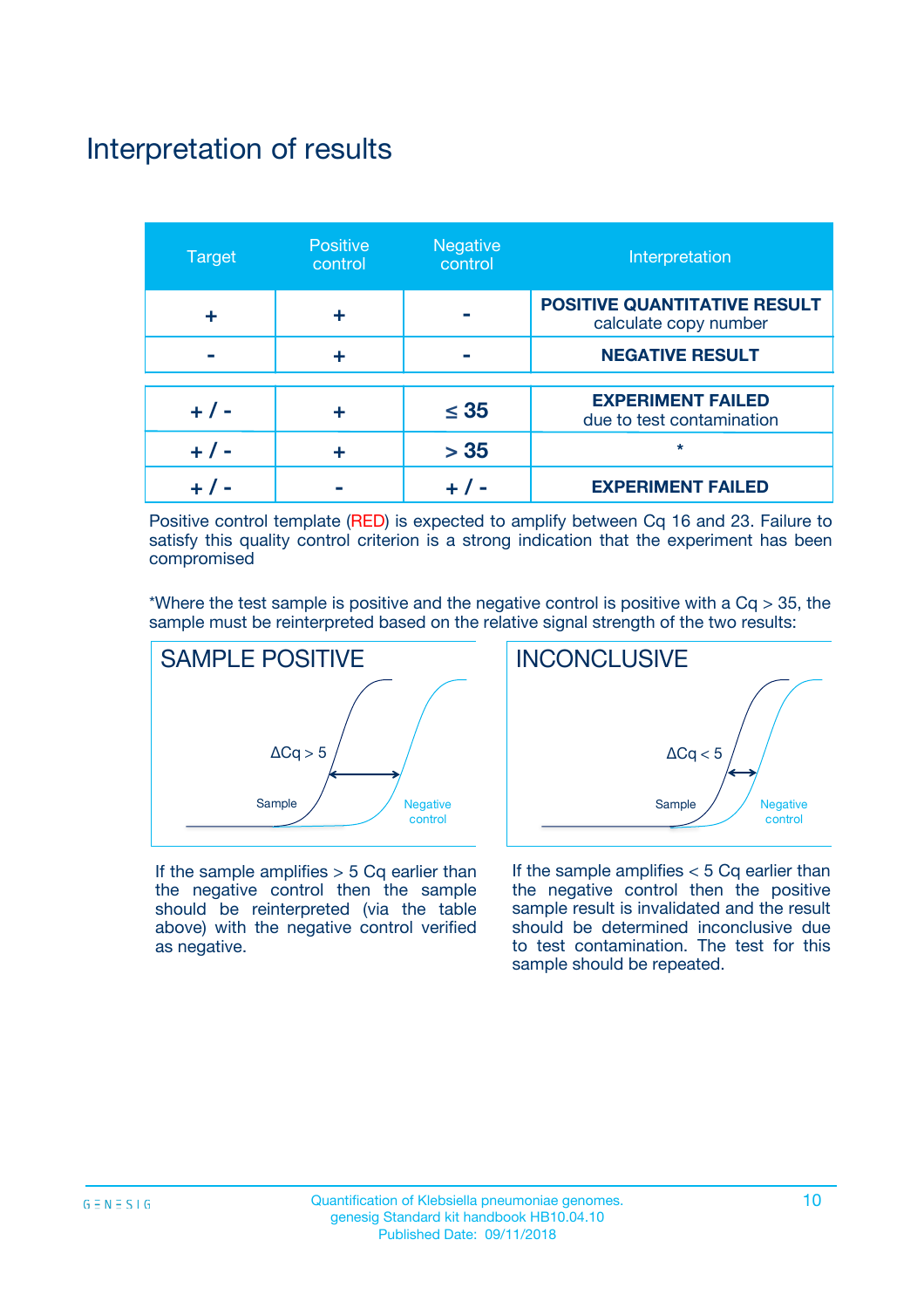# Interpretation of results

| Target | Positive control | Negative control | Interpretation |
|---|---|---|---|
| + | + | - | **POSITIVE QUANTITATIVE RESULT** calculate copy number |
| - | + | - | **NEGATIVE RESULT** |
| + / - | + | ≤ 35 | **EXPERIMENT FAILED** due to test contamination |
| + / - | + | > 35 | * |
| + / - | - | + / - | **EXPERIMENT FAILED** |

Positive control template (RED) is expected to amplify between Cq 16 and 23. Failure to satisfy this quality control criterion is a strong indication that the experiment has been compromised

*Where the test sample is positive and the negative control is positive with a Cq > 35, the sample must be reinterpreted based on the relative signal strength of the two results:

## SAMPLE POSITIVE

ΔCq > 5

Sample

Negative control

If the sample amplifies > 5 Cq earlier than the negative control then the sample should be reinterpreted (via the table above) with the negative control verified as negative.

## INCONCLUSIVE

ΔCq < 5

Sample

Negative control

If the sample amplifies < 5 Cq earlier than the negative control then the positive sample result is invalidated and the result should be determined inconclusive due to test contamination. The test for this sample should be repeated.